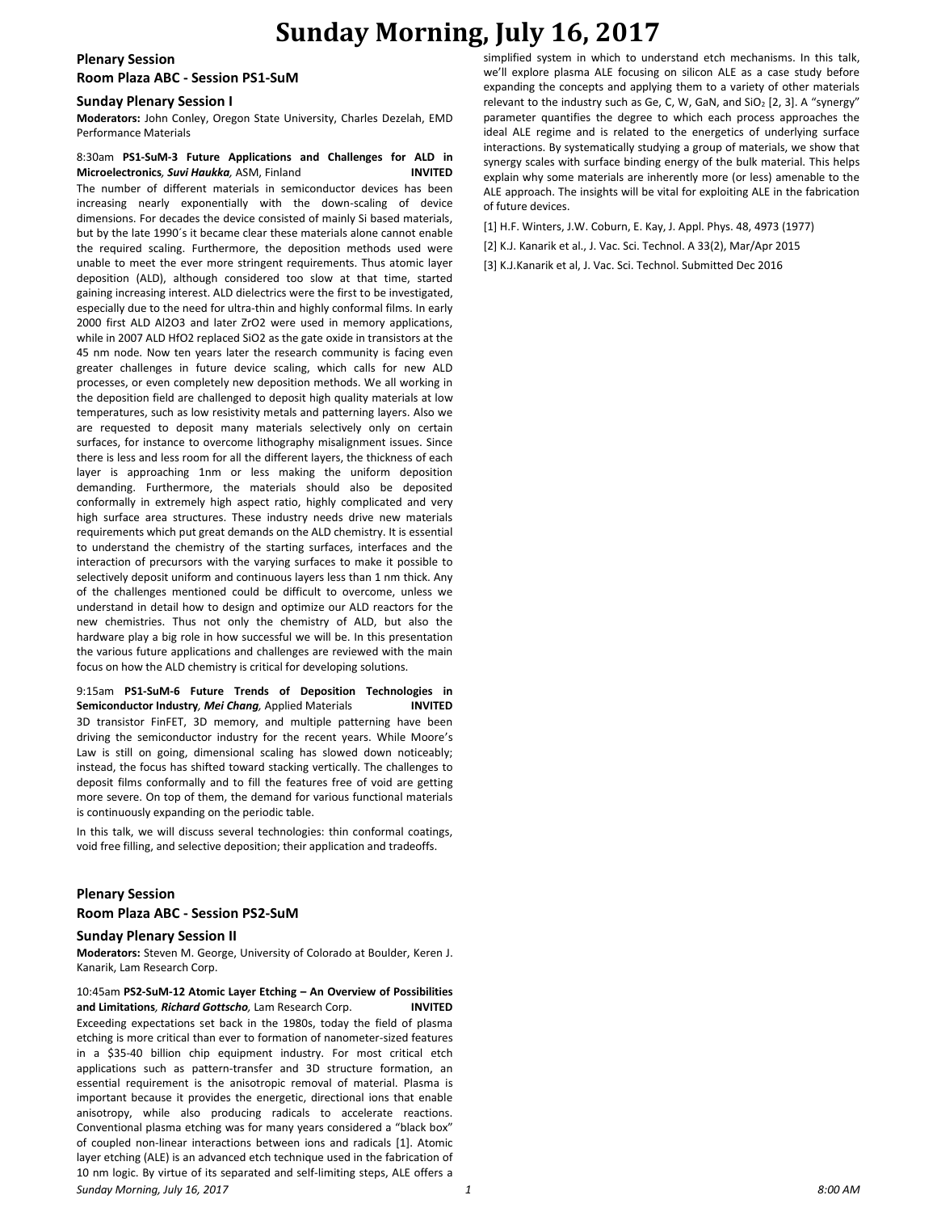# Sunday Morning, July 16, 2017

## Plenary Session
## Room Plaza ABC - Session PS1-SuM

### Sunday Plenary Session I

**Moderators:** John Conley, Oregon State University, Charles Dezelah, EMD Performance Materials

8:30am **PS1-SuM-3 Future Applications and Challenges for ALD in Microelectronics**, ***Suvi Haukka***, ASM, Finland **INVITED**

The number of different materials in semiconductor devices has been increasing nearly exponentially with the down-scaling of device dimensions. For decades the device consisted of mainly Si based materials, but by the late 1990´s it became clear these materials alone cannot enable the required scaling. Furthermore, the deposition methods used were unable to meet the ever more stringent requirements. Thus atomic layer deposition (ALD), although considered too slow at that time, started gaining increasing interest. ALD dielectrics were the first to be investigated, especially due to the need for ultra-thin and highly conformal films. In early 2000 first ALD Al2O3 and later ZrO2 were used in memory applications, while in 2007 ALD HfO2 replaced SiO2 as the gate oxide in transistors at the 45 nm node. Now ten years later the research community is facing even greater challenges in future device scaling, which calls for new ALD processes, or even completely new deposition methods. We all working in the deposition field are challenged to deposit high quality materials at low temperatures, such as low resistivity metals and patterning layers. Also we are requested to deposit many materials selectively only on certain surfaces, for instance to overcome lithography misalignment issues. Since there is less and less room for all the different layers, the thickness of each layer is approaching 1nm or less making the uniform deposition demanding. Furthermore, the materials should also be deposited conformally in extremely high aspect ratio, highly complicated and very high surface area structures. These industry needs drive new materials requirements which put great demands on the ALD chemistry. It is essential to understand the chemistry of the starting surfaces, interfaces and the interaction of precursors with the varying surfaces to make it possible to selectively deposit uniform and continuous layers less than 1 nm thick. Any of the challenges mentioned could be difficult to overcome, unless we understand in detail how to design and optimize our ALD reactors for the new chemistries. Thus not only the chemistry of ALD, but also the hardware play a big role in how successful we will be. In this presentation the various future applications and challenges are reviewed with the main focus on how the ALD chemistry is critical for developing solutions.

9:15am **PS1-SuM-6 Future Trends of Deposition Technologies in Semiconductor Industry**, ***Mei Chang***, Applied Materials **INVITED**

3D transistor FinFET, 3D memory, and multiple patterning have been driving the semiconductor industry for the recent years. While Moore's Law is still on going, dimensional scaling has slowed down noticeably; instead, the focus has shifted toward stacking vertically. The challenges to deposit films conformally and to fill the features free of void are getting more severe. On top of them, the demand for various functional materials is continuously expanding on the periodic table.

In this talk, we will discuss several technologies: thin conformal coatings, void free filling, and selective deposition; their application and tradeoffs.

## Plenary Session
## Room Plaza ABC - Session PS2-SuM

### Sunday Plenary Session II

**Moderators:** Steven M. George, University of Colorado at Boulder, Keren J. Kanarik, Lam Research Corp.

10:45am **PS2-SuM-12 Atomic Layer Etching – An Overview of Possibilities and Limitations**, ***Richard Gottscho***, Lam Research Corp. **INVITED**

Exceeding expectations set back in the 1980s, today the field of plasma etching is more critical than ever to formation of nanometer-sized features in a $35-40 billion chip equipment industry. For most critical etch applications such as pattern-transfer and 3D structure formation, an essential requirement is the anisotropic removal of material. Plasma is important because it provides the energetic, directional ions that enable anisotropy, while also producing radicals to accelerate reactions. Conventional plasma etching was for many years considered a "black box" of coupled non-linear interactions between ions and radicals [1]. Atomic layer etching (ALE) is an advanced etch technique used in the fabrication of 10 nm logic. By virtue of its separated and self-limiting steps, ALE offers a simplified system in which to understand etch mechanisms. In this talk, we'll explore plasma ALE focusing on silicon ALE as a case study before expanding the concepts and applying them to a variety of other materials relevant to the industry such as Ge, C, W, GaN, and $SiO_2$ [2, 3]. A "synergy" parameter quantifies the degree to which each process approaches the ideal ALE regime and is related to the energetics of underlying surface interactions. By systematically studying a group of materials, we show that synergy scales with surface binding energy of the bulk material. This helps explain why some materials are inherently more (or less) amenable to the ALE approach. The insights will be vital for exploiting ALE in the fabrication of future devices.

[1] H.F. Winters, J.W. Coburn, E. Kay, J. Appl. Phys. 48, 4973 (1977)

[2] K.J. Kanarik et al., J. Vac. Sci. Technol. A 33(2), Mar/Apr 2015

[3] K.J.Kanarik et al, J. Vac. Sci. Technol. Submitted Dec 2016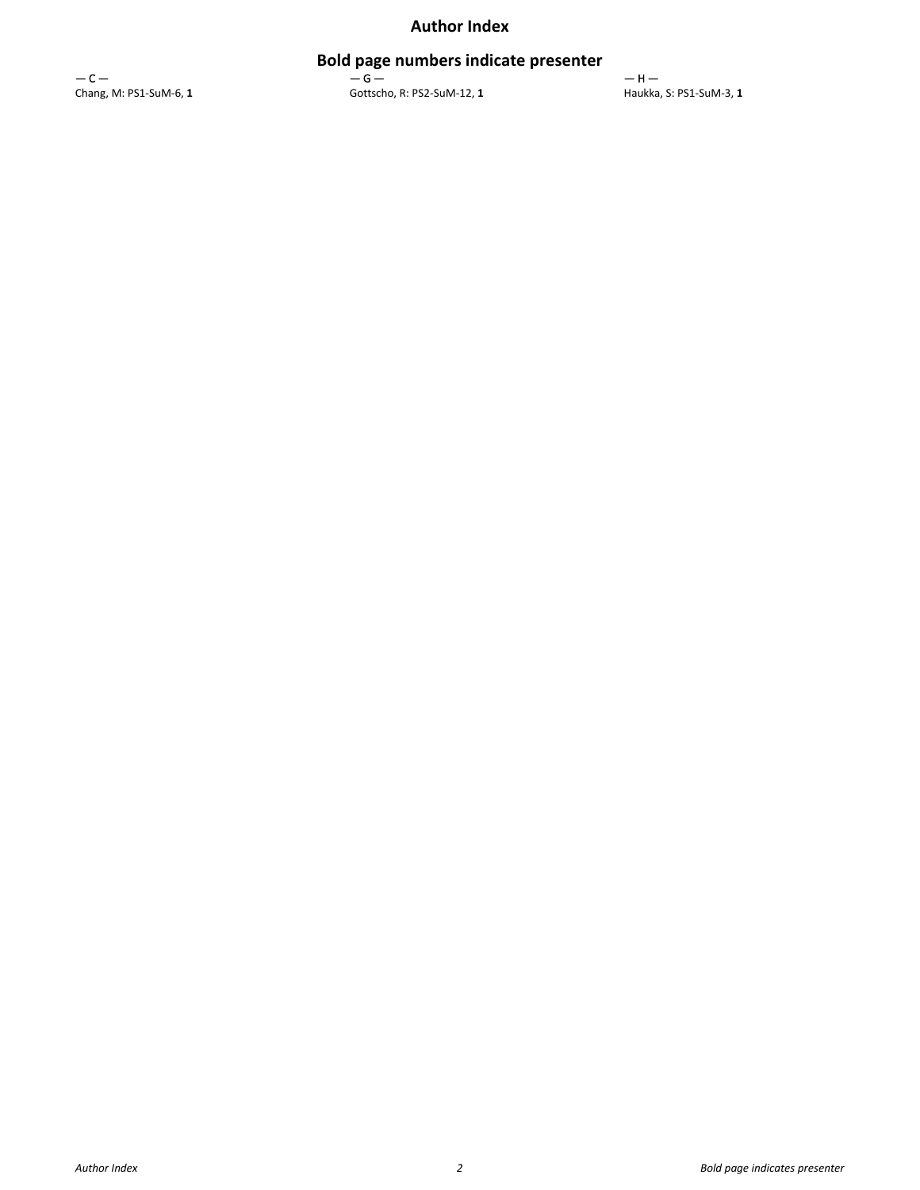# Author Index

## Bold page numbers indicate presenter

— C —
Chang, M: PS1-SuM-6, **1**

— G —
Gottscho, R: PS2-SuM-12, **1**

— H —
Haukka, S: PS1-SuM-3, **1**